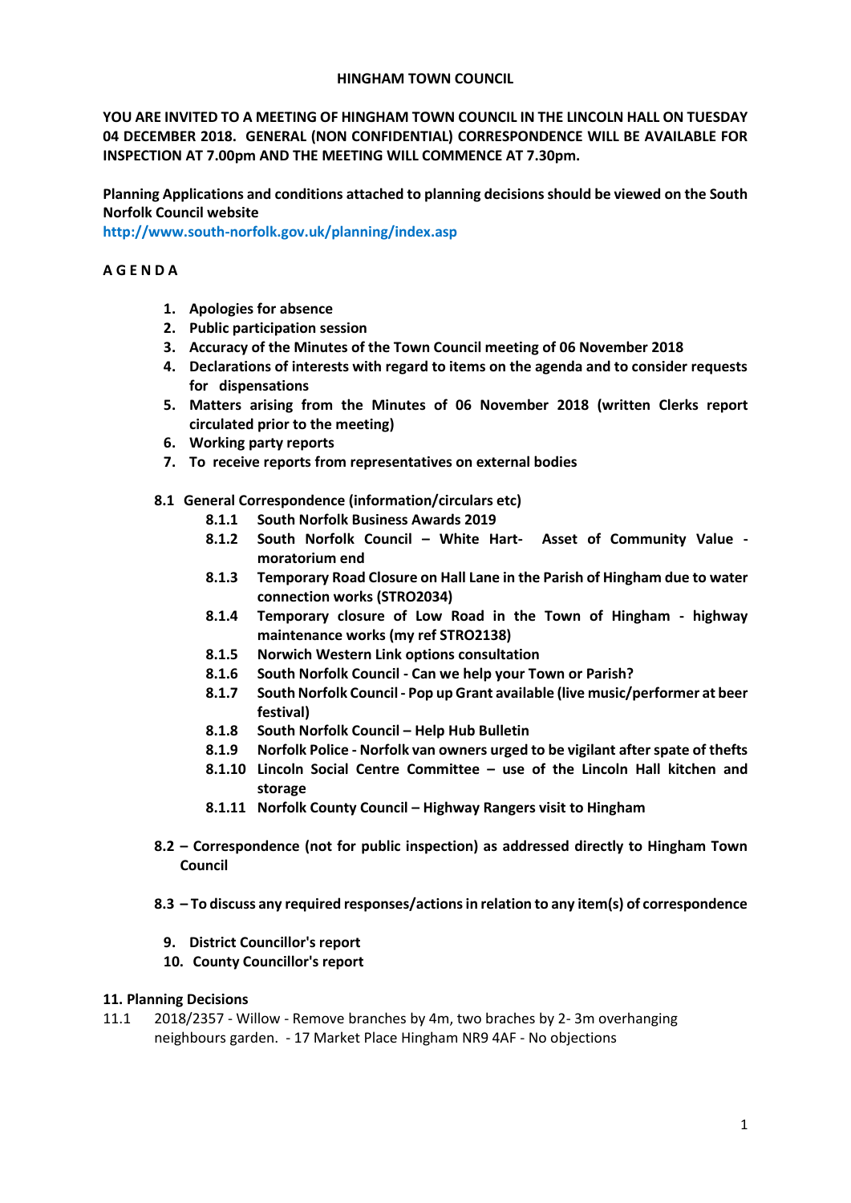**HINGHAM TOWN COUNCIL**

**YOU ARE INVITED TO A MEETING OF HINGHAM TOWN COUNCIL IN THE LINCOLN HALL ON TUESDAY 04 DECEMBER 2018. GENERAL (NON CONFIDENTIAL) CORRESPONDENCE WILL BE AVAILABLE FOR INSPECTION AT 7.00pm AND THE MEETING WILL COMMENCE AT 7.30pm.**

**Planning Applications and conditions attached to planning decisions should be viewed on the South Norfolk Council website**
**http://www.south-norfolk.gov.uk/planning/index.asp**

**A G E N D A**

1. **Apologies for absence**
2. **Public participation session**
3. **Accuracy of the Minutes of the Town Council meeting of 06 November 2018**
4. **Declarations of interests with regard to items on the agenda and to consider requests for dispensations**
5. **Matters arising from the Minutes of 06 November 2018 (written Clerks report circulated prior to the meeting)**
6. **Working party reports**
7. **To receive reports from representatives on external bodies**

**8.1 General Correspondence (information/circulars etc)**

- **8.1.1 South Norfolk Business Awards 2019**
- **8.1.2 South Norfolk Council – White Hart- Asset of Community Value - moratorium end**
- **8.1.3 Temporary Road Closure on Hall Lane in the Parish of Hingham due to water connection works (STRO2034)**
- **8.1.4 Temporary closure of Low Road in the Town of Hingham - highway maintenance works (my ref STRO2138)**
- **8.1.5 Norwich Western Link options consultation**
- **8.1.6 South Norfolk Council - Can we help your Town or Parish?**
- **8.1.7 South Norfolk Council - Pop up Grant available (live music/performer at beer festival)**
- **8.1.8 South Norfolk Council – Help Hub Bulletin**
- **8.1.9 Norfolk Police - Norfolk van owners urged to be vigilant after spate of thefts**
- **8.1.10 Lincoln Social Centre Committee – use of the Lincoln Hall kitchen and storage**
- **8.1.11 Norfolk County Council – Highway Rangers visit to Hingham**

**8.2 – Correspondence (not for public inspection) as addressed directly to Hingham Town Council**

**8.3 – To discuss any required responses/actions in relation to any item(s) of correspondence**

9. **District Councillor's report**
10. **County Councillor's report**

**11. Planning Decisions**

11.1 2018/2357 - Willow - Remove branches by 4m, two braches by 2- 3m overhanging neighbours garden. - 17 Market Place Hingham NR9 4AF - No objections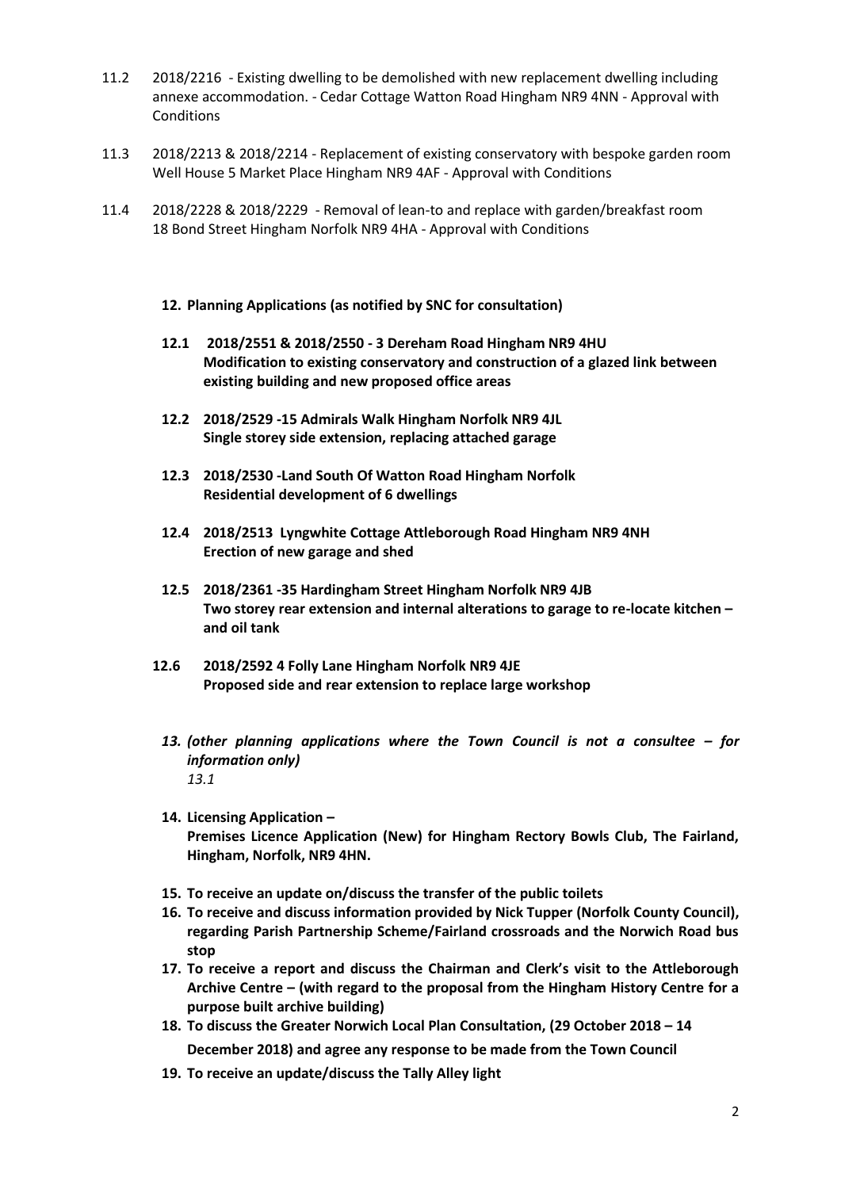11.2 2018/2216 - Existing dwelling to be demolished with new replacement dwelling including annexe accommodation. - Cedar Cottage Watton Road Hingham NR9 4NN - Approval with Conditions

11.3 2018/2213 & 2018/2214 - Replacement of existing conservatory with bespoke garden room Well House 5 Market Place Hingham NR9 4AF - Approval with Conditions

11.4 2018/2228 & 2018/2229 - Removal of lean-to and replace with garden/breakfast room 18 Bond Street Hingham Norfolk NR9 4HA - Approval with Conditions

**12. Planning Applications (as notified by SNC for consultation)**

**12.1 2018/2551 & 2018/2550 - 3 Dereham Road Hingham NR9 4HU**
**Modification to existing conservatory and construction of a glazed link between existing building and new proposed office areas**

**12.2 2018/2529 -15 Admirals Walk Hingham Norfolk NR9 4JL**
**Single storey side extension, replacing attached garage**

**12.3 2018/2530 -Land South Of Watton Road Hingham Norfolk**
**Residential development of 6 dwellings**

**12.4 2018/2513 Lyngwhite Cottage Attleborough Road Hingham NR9 4NH**
**Erection of new garage and shed**

**12.5 2018/2361 -35 Hardingham Street Hingham Norfolk NR9 4JB**
**Two storey rear extension and internal alterations to garage to re-locate kitchen – and oil tank**

**12.6 2018/2592 4 Folly Lane Hingham Norfolk NR9 4JE**
**Proposed side and rear extension to replace large workshop**

***13. (other planning applications where the Town Council is not a consultee – for information only)***
*13.1*

**14. Licensing Application –**
**Premises Licence Application (New) for Hingham Rectory Bowls Club, The Fairland, Hingham, Norfolk, NR9 4HN.**

**15. To receive an update on/discuss the transfer of the public toilets**

**16. To receive and discuss information provided by Nick Tupper (Norfolk County Council), regarding Parish Partnership Scheme/Fairland crossroads and the Norwich Road bus stop**

**17. To receive a report and discuss the Chairman and Clerk's visit to the Attleborough Archive Centre – (with regard to the proposal from the Hingham History Centre for a purpose built archive building)**

**18. To discuss the Greater Norwich Local Plan Consultation, (29 October 2018 – 14 December 2018) and agree any response to be made from the Town Council**

**19. To receive an update/discuss the Tally Alley light**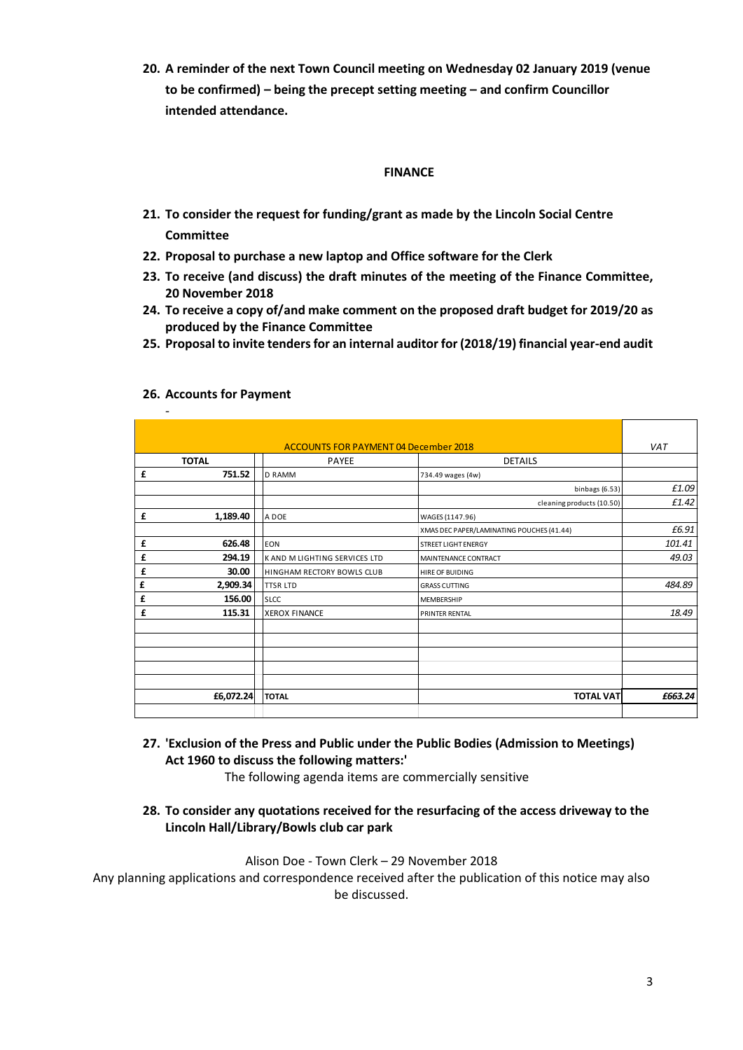**20. A reminder of the next Town Council meeting on Wednesday 02 January 2019 (venue to be confirmed) – being the precept setting meeting – and confirm Councillor intended attendance.**

**FINANCE**

**21. To consider the request for funding/grant as made by the Lincoln Social Centre Committee**

**22. Proposal to purchase a new laptop and Office software for the Clerk**

**23. To receive (and discuss) the draft minutes of the meeting of the Finance Committee, 20 November 2018**

**24. To receive a copy of/and make comment on the proposed draft budget for 2019/20 as produced by the Finance Committee**

**25. Proposal to invite tenders for an internal auditor for (2018/19) financial year-end audit**

**26. Accounts for Payment**

-

| ACCOUNTS FOR PAYMENT 04 December 2018 | | | | | *VAT* |
|---|---|---|---|---|---|
| TOTAL | | | PAYEE | DETAILS | |
| £ | 751.52 | | D RAMM | 734.49 wages (4w) | |
| | | | | binbags (6.53) | *£1.09* |
| | | | | cleaning products (10.50) | *£1.42* |
| £ | 1,189.40 | | A DOE | WAGES (1147.96) | |
| | | | | XMAS DEC PAPER/LAMINATING POUCHES (41.44) | *£6.91* |
| £ | 626.48 | | EON | STREET LIGHT ENERGY | *101.41* |
| £ | 294.19 | | K AND M LIGHTING SERVICES LTD | MAINTENANCE CONTRACT | *49.03* |
| £ | 30.00 | | HINGHAM RECTORY BOWLS CLUB | HIRE OF BUIDING | |
| £ | 2,909.34 | | TTSR LTD | GRASS CUTTING | *484.89* |
| £ | 156.00 | | SLCC | MEMBERSHIP | |
| £ | 115.31 | | XEROX FINANCE | PRINTER RENTAL | *18.49* |
| | £6,072.24 | | **TOTAL** | **TOTAL VAT** | ***£663.24*** |

**27. 'Exclusion of the Press and Public under the Public Bodies (Admission to Meetings) Act 1960 to discuss the following matters:'**

The following agenda items are commercially sensitive

**28. To consider any quotations received for the resurfacing of the access driveway to the Lincoln Hall/Library/Bowls club car park**

Alison Doe - Town Clerk – 29 November 2018

Any planning applications and correspondence received after the publication of this notice may also be discussed.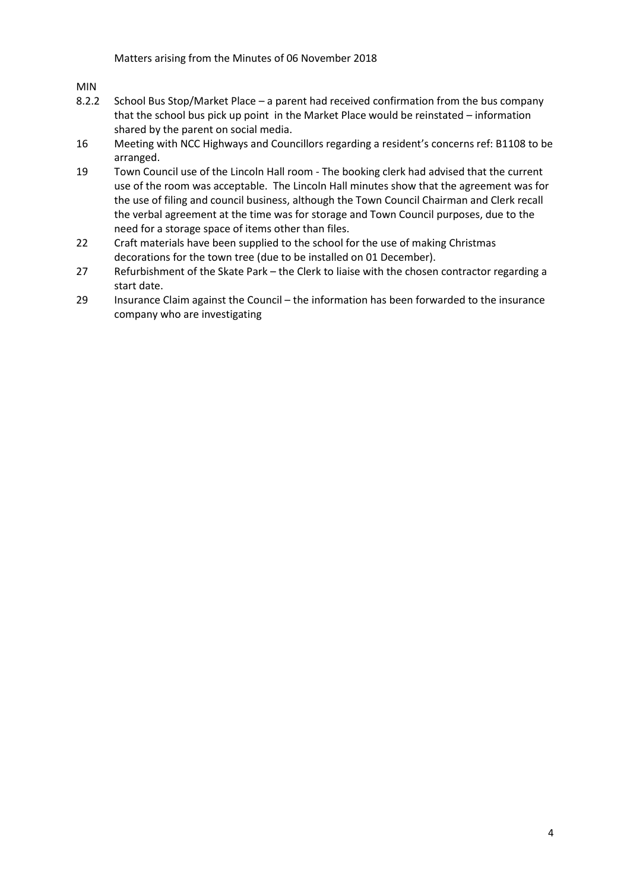Matters arising from the Minutes of 06 November 2018

| MIN | |
|---|---|
| 8.2.2 | School Bus Stop/Market Place – a parent had received confirmation from the bus company that the school bus pick up point in the Market Place would be reinstated – information shared by the parent on social media. |
| 16 | Meeting with NCC Highways and Councillors regarding a resident's concerns ref: B1108 to be arranged. |
| 19 | Town Council use of the Lincoln Hall room - The booking clerk had advised that the current use of the room was acceptable. The Lincoln Hall minutes show that the agreement was for the use of filing and council business, although the Town Council Chairman and Clerk recall the verbal agreement at the time was for storage and Town Council purposes, due to the need for a storage space of items other than files. |
| 22 | Craft materials have been supplied to the school for the use of making Christmas decorations for the town tree (due to be installed on 01 December). |
| 27 | Refurbishment of the Skate Park – the Clerk to liaise with the chosen contractor regarding a start date. |
| 29 | Insurance Claim against the Council – the information has been forwarded to the insurance company who are investigating |